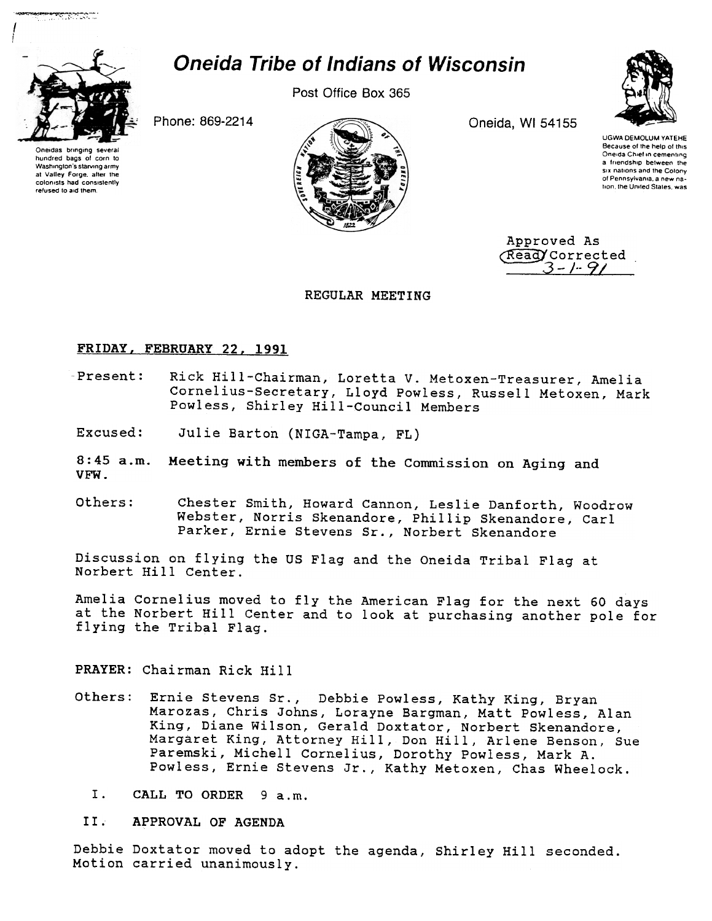# Oneida Tribe of Indians of Wisconsin

Post Office Box 365

Phone: 869-2214

Oneida, WI 54155

Oneidas bringing several hundred bags of corn to Washington's starving army at Valley Forge, after the colonists had consistently refused to aid them.

UGWA DEMOLUM YATEHE
Because of the help of this Oneida Chief in cementing a friendship between the six nations and the Colony of Pennsylvania, a new nation, the United States, was

Approved As
Read/Corrected
3-1-91

REGULAR MEETING

**FRIDAY, FEBRUARY 22, 1991**

Present: Rick Hill-Chairman, Loretta V. Metoxen-Treasurer, Amelia Cornelius-Secretary, Lloyd Powless, Russell Metoxen, Mark Powless, Shirley Hill-Council Members

Excused: Julie Barton (NIGA-Tampa, FL)

8:45 a.m. Meeting with members of the Commission on Aging and VFW.

Others: Chester Smith, Howard Cannon, Leslie Danforth, Woodrow Webster, Norris Skenandore, Phillip Skenandore, Carl Parker, Ernie Stevens Sr., Norbert Skenandore

Discussion on flying the US Flag and the Oneida Tribal Flag at Norbert Hill Center.

Amelia Cornelius moved to fly the American Flag for the next 60 days at the Norbert Hill Center and to look at purchasing another pole for flying the Tribal Flag.

**PRAYER:** Chairman Rick Hill

Others: Ernie Stevens Sr., Debbie Powless, Kathy King, Bryan Marozas, Chris Johns, Lorayne Bargman, Matt Powless, Alan King, Diane Wilson, Gerald Doxtator, Norbert Skenandore, Margaret King, Attorney Hill, Don Hill, Arlene Benson, Sue Paremski, Michell Cornelius, Dorothy Powless, Mark A. Powless, Ernie Stevens Jr., Kathy Metoxen, Chas Wheelock.

I. **CALL TO ORDER** 9 a.m.

II. **APPROVAL OF AGENDA**

Debbie Doxtator moved to adopt the agenda, Shirley Hill seconded. Motion carried unanimously.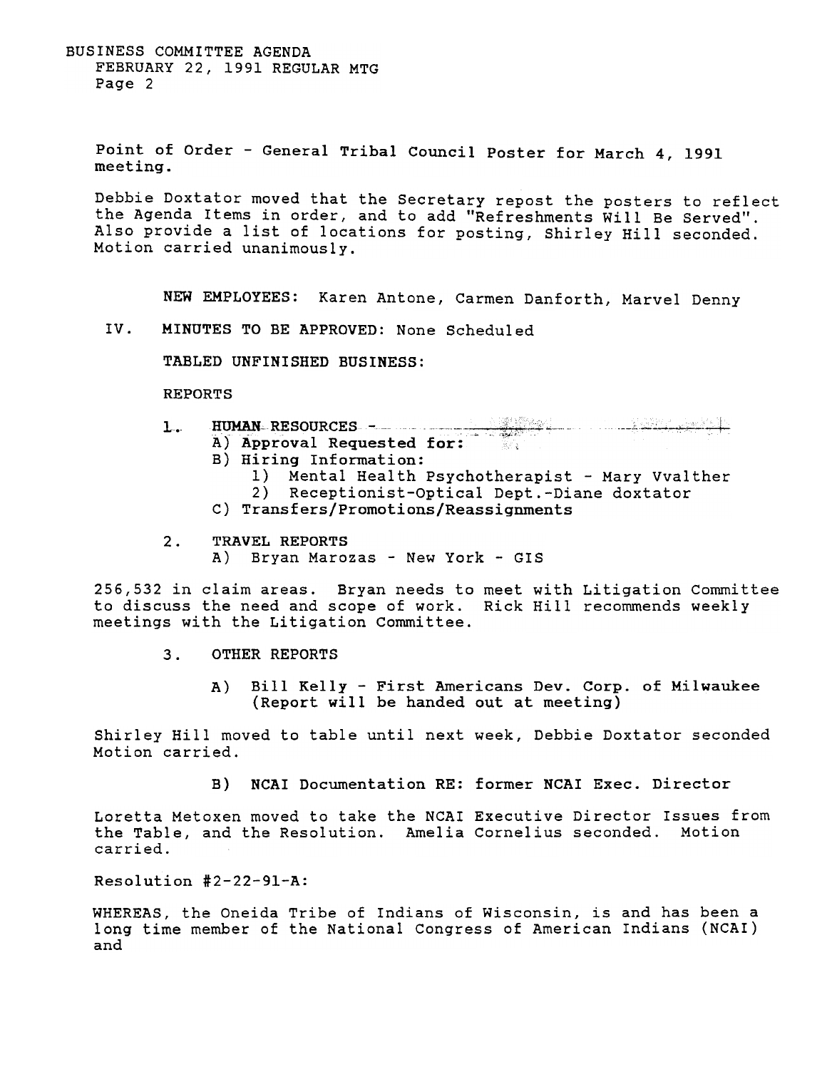Point of Order - General Tribal Council Poster for March 4, 1991 meeting.

Debbie Doxtator moved that the Secretary repost the posters to reflect the Agenda Items in order, and to add "Refreshments Will Be Served". Also provide a list of locations for posting, Shirley Hill seconded. Motion carried unanimously.

**NEW EMPLOYEES:** Karen Antone, Carmen Danforth, Marvel Denny

IV. **MINUTES TO BE APPROVED:** None Scheduled

**TABLED UNFINISHED BUSINESS:**

REPORTS

1. HUMAN RESOURCES -
   - A) **Approval Requested for:**
   - B) Hiring Information:
     1) Mental Health Psychotherapist - Mary Vvalther
     2) Receptionist-Optical Dept.-Diane doxtator
   - C) Transfers/Promotions/Reassignments

2. TRAVEL REPORTS
   - A) Bryan Marozas - New York - GIS

256,532 in claim areas. Bryan needs to meet with Litigation Committee to discuss the need and scope of work. Rick Hill recommends weekly meetings with the Litigation Committee.

3. OTHER REPORTS
   - A) Bill Kelly - First Americans Dev. Corp. of Milwaukee (Report will be handed out at meeting)

Shirley Hill moved to table until next week, Debbie Doxtator seconded Motion carried.

   - B) **NCAI Documentation RE: former NCAI Exec. Director**

Loretta Metoxen moved to take the NCAI Executive Director Issues from the Table, and the Resolution. Amelia Cornelius seconded. Motion carried.

Resolution #2-22-91-A:

WHEREAS, the Oneida Tribe of Indians of Wisconsin, is and has been a long time member of the National Congress of American Indians (NCAI) and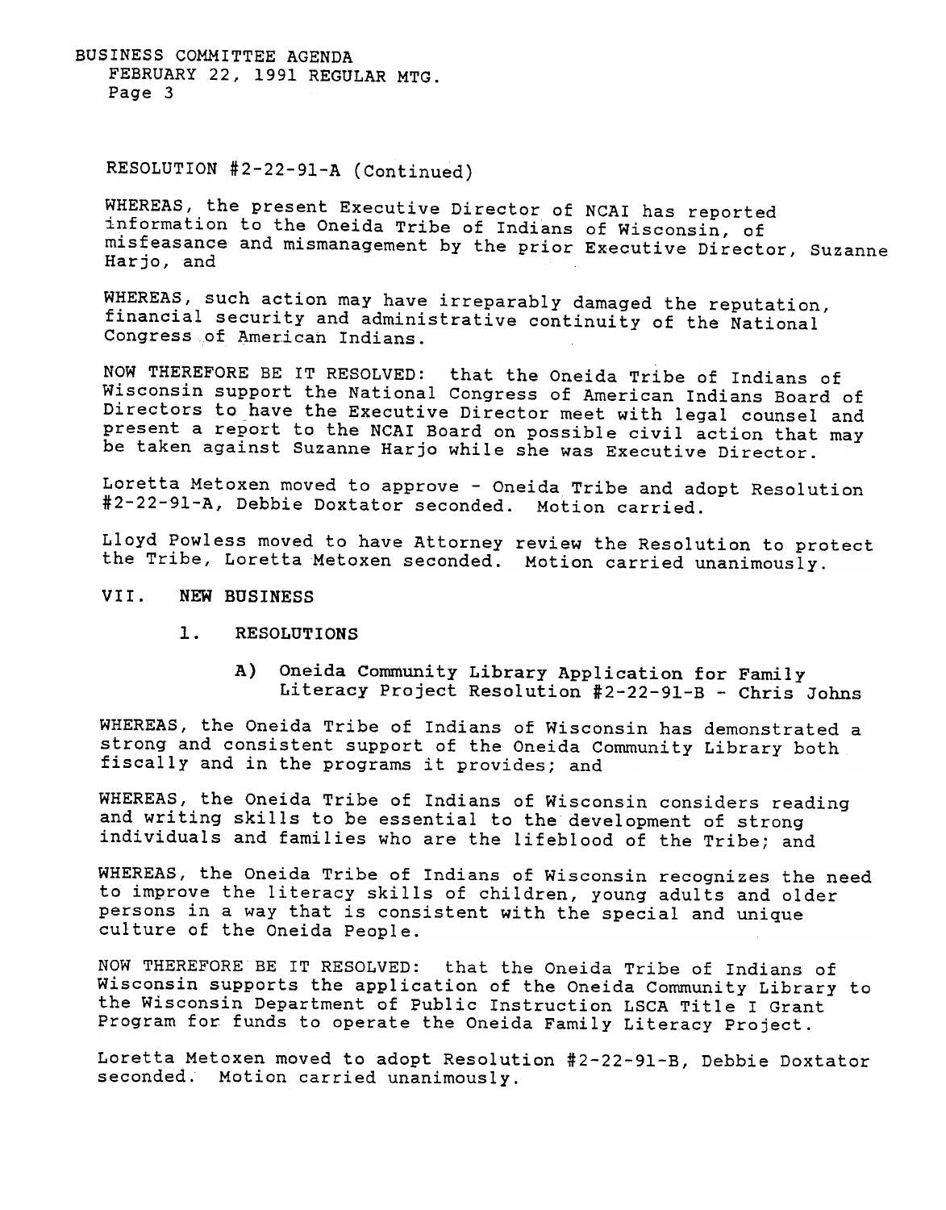RESOLUTION #2-22-91-A (Continued)

WHEREAS, the present Executive Director of NCAI has reported information to the Oneida Tribe of Indians of Wisconsin, of misfeasance and mismanagement by the prior Executive Director, Suzanne Harjo, and

WHEREAS, such action may have irreparably damaged the reputation, financial security and administrative continuity of the National Congress of American Indians.

NOW THEREFORE BE IT RESOLVED: that the Oneida Tribe of Indians of Wisconsin support the National Congress of American Indians Board of Directors to have the Executive Director meet with legal counsel and present a report to the NCAI Board on possible civil action that may be taken against Suzanne Harjo while she was Executive Director.

Loretta Metoxen moved to approve - Oneida Tribe and adopt Resolution #2-22-91-A, Debbie Doxtator seconded. Motion carried.

Lloyd Powless moved to have Attorney review the Resolution to protect the Tribe, Loretta Metoxen seconded. Motion carried unanimously.

## VII. NEW BUSINESS

### 1. RESOLUTIONS

**A) Oneida Community Library Application for Family Literacy Project Resolution #2-22-91-B - Chris Johns**

WHEREAS, the Oneida Tribe of Indians of Wisconsin has demonstrated a strong and consistent support of the Oneida Community Library both fiscally and in the programs it provides; and

WHEREAS, the Oneida Tribe of Indians of Wisconsin considers reading and writing skills to be essential to the development of strong individuals and families who are the lifeblood of the Tribe; and

WHEREAS, the Oneida Tribe of Indians of Wisconsin recognizes the need to improve the literacy skills of children, young adults and older persons in a way that is consistent with the special and unique culture of the Oneida People.

NOW THEREFORE BE IT RESOLVED: that the Oneida Tribe of Indians of Wisconsin supports the application of the Oneida Community Library to the Wisconsin Department of Public Instruction LSCA Title I Grant Program for funds to operate the Oneida Family Literacy Project.

Loretta Metoxen moved to adopt Resolution #2-22-91-B, Debbie Doxtator seconded. Motion carried unanimously.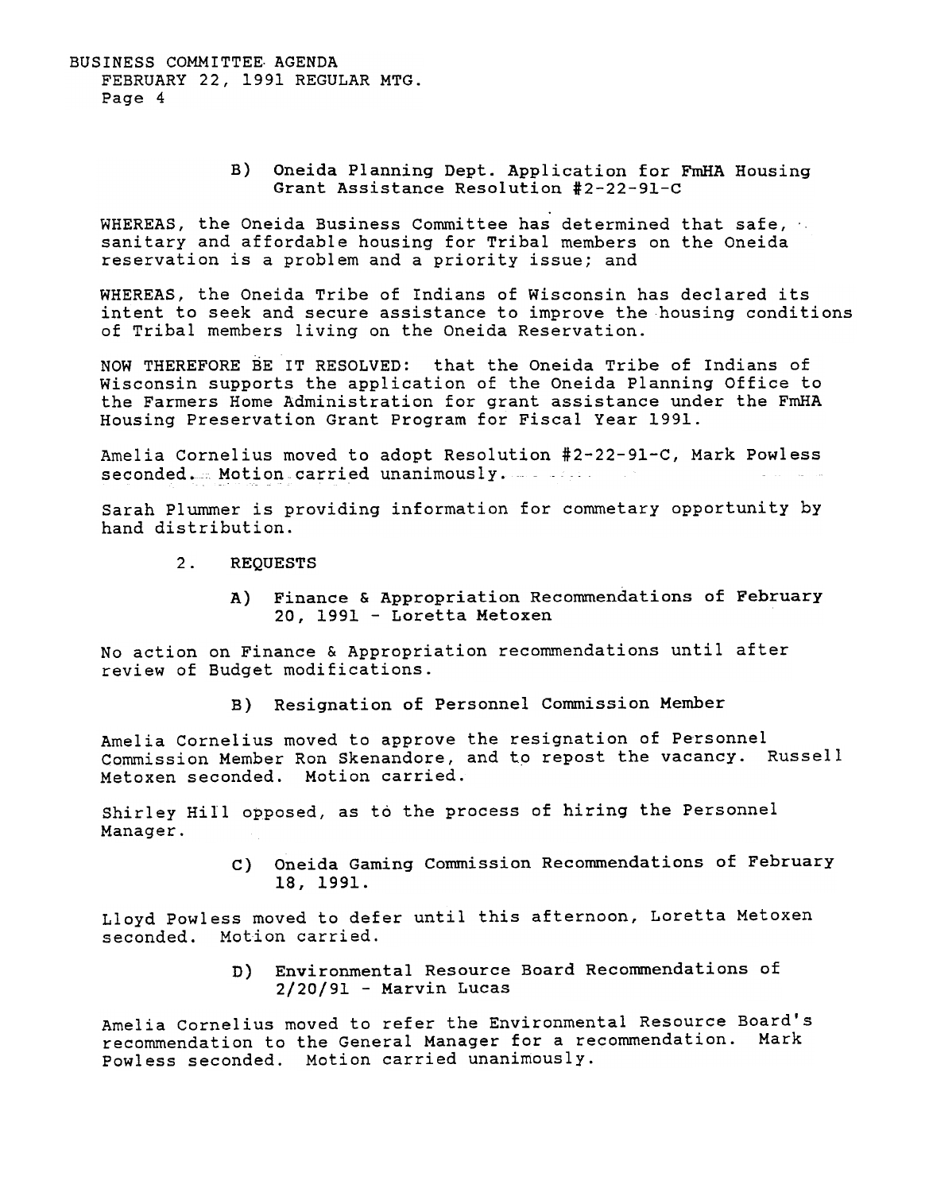B) Oneida Planning Dept. Application for FmHA Housing Grant Assistance Resolution #2-22-91-C

WHEREAS, the Oneida Business Committee has determined that safe, sanitary and affordable housing for Tribal members on the Oneida reservation is a problem and a priority issue; and

WHEREAS, the Oneida Tribe of Indians of Wisconsin has declared its intent to seek and secure assistance to improve the housing conditions of Tribal members living on the Oneida Reservation.

NOW THEREFORE BE IT RESOLVED: that the Oneida Tribe of Indians of Wisconsin supports the application of the Oneida Planning Office to the Farmers Home Administration for grant assistance under the FmHA Housing Preservation Grant Program for Fiscal Year 1991.

Amelia Cornelius moved to adopt Resolution #2-22-91-C, Mark Powless seconded. Motion carried unanimously.

Sarah Plummer is providing information for commetary opportunity by hand distribution.

2. REQUESTS

A) Finance & Appropriation Recommendations of February 20, 1991 - Loretta Metoxen

No action on Finance & Appropriation recommendations until after review of Budget modifications.

B) Resignation of Personnel Commission Member

Amelia Cornelius moved to approve the resignation of Personnel Commission Member Ron Skenandore, and to repost the vacancy. Russell Metoxen seconded. Motion carried.

Shirley Hill opposed, as to the process of hiring the Personnel Manager.

C) Oneida Gaming Commission Recommendations of February 18, 1991.

Lloyd Powless moved to defer until this afternoon, Loretta Metoxen seconded. Motion carried.

D) Environmental Resource Board Recommendations of 2/20/91 - Marvin Lucas

Amelia Cornelius moved to refer the Environmental Resource Board's recommendation to the General Manager for a recommendation. Mark Powless seconded. Motion carried unanimously.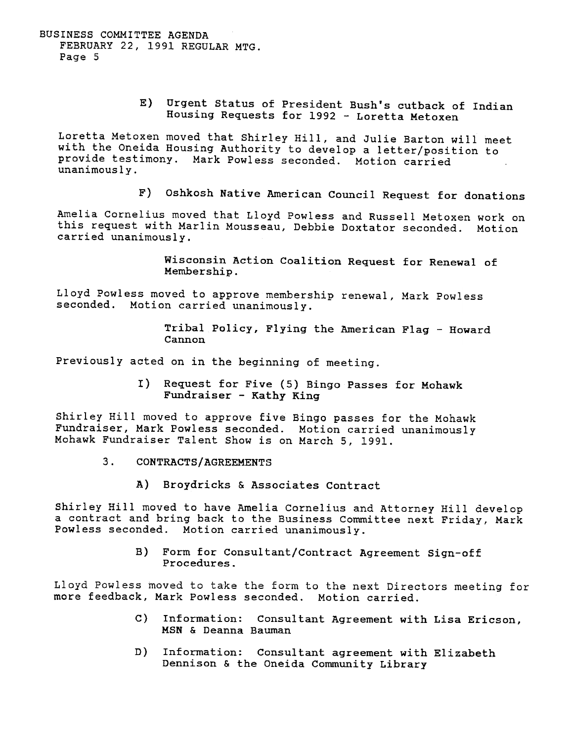E) Urgent Status of President Bush's cutback of Indian Housing Requests for 1992 - Loretta Metoxen

Loretta Metoxen moved that Shirley Hill, and Julie Barton will meet with the Oneida Housing Authority to develop a letter/position to provide testimony. Mark Powless seconded. Motion carried unanimously.

F) Oshkosh Native American Council Request for donations

Amelia Cornelius moved that Lloyd Powless and Russell Metoxen work on this request with Marlin Mousseau, Debbie Doxtator seconded. Motion carried unanimously.

Wisconsin Action Coalition Request for Renewal of Membership.

Lloyd Powless moved to approve membership renewal, Mark Powless seconded. Motion carried unanimously.

Tribal Policy, Flying the American Flag - Howard Cannon

Previously acted on in the beginning of meeting.

I) Request for Five (5) Bingo Passes for Mohawk Fundraiser - Kathy King

Shirley Hill moved to approve five Bingo passes for the Mohawk Fundraiser, Mark Powless seconded. Motion carried unanimously Mohawk Fundraiser Talent Show is on March 5, 1991.

3. CONTRACTS/AGREEMENTS

A) Broydricks & Associates Contract

Shirley Hill moved to have Amelia Cornelius and Attorney Hill develop a contract and bring back to the Business Committee next Friday, Mark Powless seconded. Motion carried unanimously.

B) Form for Consultant/Contract Agreement Sign-off Procedures.

Lloyd Powless moved to take the form to the next Directors meeting for more feedback, Mark Powless seconded. Motion carried.

C) Information: Consultant Agreement with Lisa Ericson, MSN & Deanna Bauman

D) Information: Consultant agreement with Elizabeth Dennison & the Oneida Community Library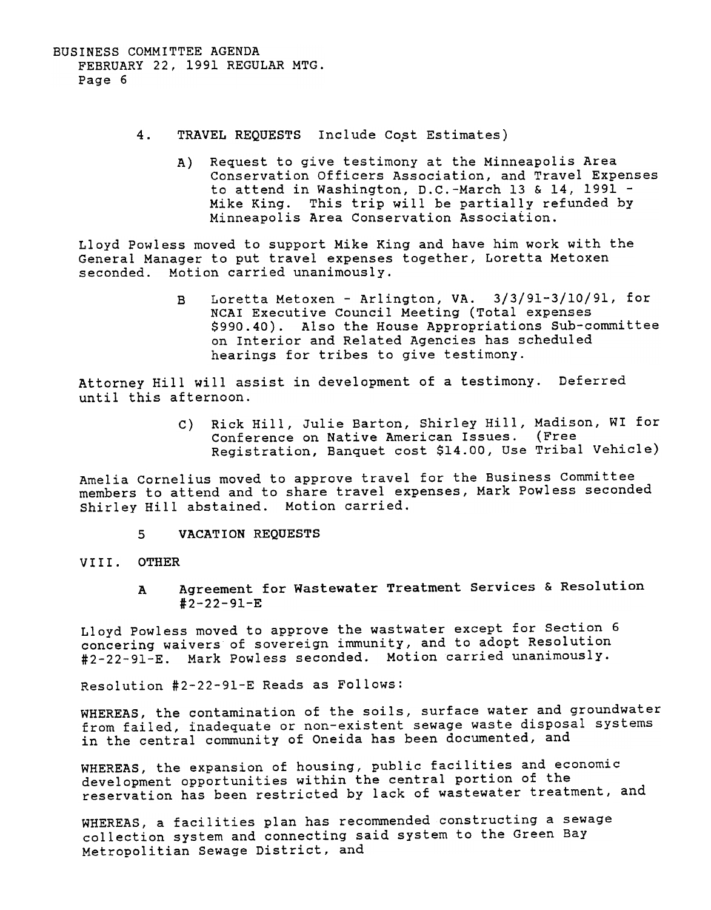4. TRAVEL REQUESTS Include Cost Estimates)

   A) Request to give testimony at the Minneapolis Area Conservation Officers Association, and Travel Expenses to attend in Washington, D.C.-March 13 & 14, 1991 - Mike King. This trip will be partially refunded by Minneapolis Area Conservation Association.

Lloyd Powless moved to support Mike King and have him work with the General Manager to put travel expenses together, Loretta Metoxen seconded. Motion carried unanimously.

   B Loretta Metoxen - Arlington, VA. 3/3/91-3/10/91, for NCAI Executive Council Meeting (Total expenses $990.40). Also the House Appropriations Sub-committee on Interior and Related Agencies has scheduled hearings for tribes to give testimony.

Attorney Hill will assist in development of a testimony. Deferred until this afternoon.

   C) Rick Hill, Julie Barton, Shirley Hill, Madison, WI for Conference on Native American Issues. (Free Registration, Banquet cost $14.00, Use Tribal Vehicle)

Amelia Cornelius moved to approve travel for the Business Committee members to attend and to share travel expenses, Mark Powless seconded Shirley Hill abstained. Motion carried.

5 **VACATION REQUESTS**

VIII. OTHER

   A Agreement for Wastewater Treatment Services & Resolution #2-22-91-E

Lloyd Powless moved to approve the wastwater except for Section 6 concering waivers of sovereign immunity, and to adopt Resolution #2-22-91-E. Mark Powless seconded. Motion carried unanimously.

Resolution #2-22-91-E Reads as Follows:

WHEREAS, the contamination of the soils, surface water and groundwater from failed, inadequate or non-existent sewage waste disposal systems in the central community of Oneida has been documented, and

WHEREAS, the expansion of housing, public facilities and economic development opportunities within the central portion of the reservation has been restricted by lack of wastewater treatment, and

WHEREAS, a facilities plan has recommended constructing a sewage collection system and connecting said system to the Green Bay Metropolitian Sewage District, and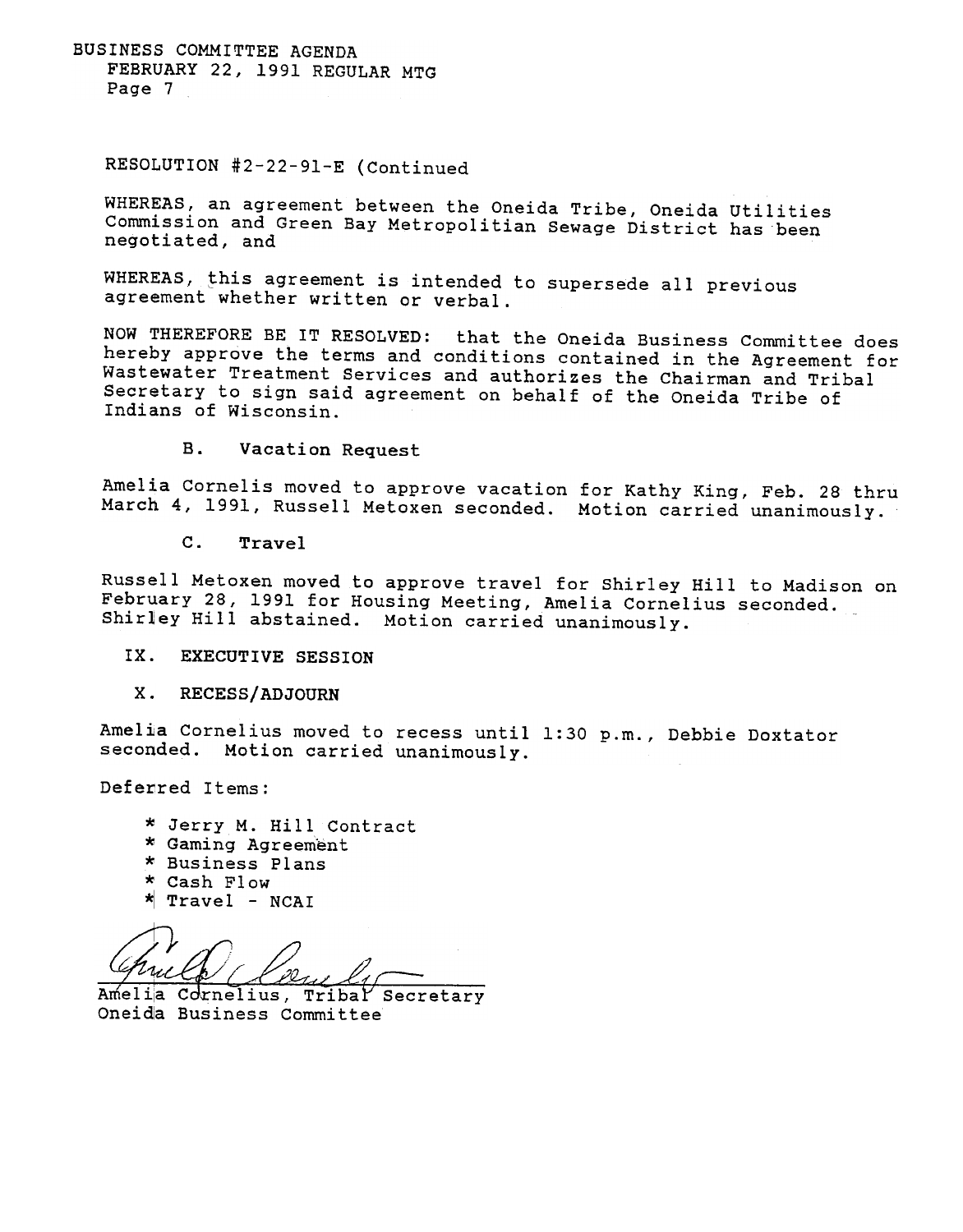RESOLUTION #2-22-91-E (Continued

WHEREAS, an agreement between the Oneida Tribe, Oneida Utilities Commission and Green Bay Metropolitian Sewage District has been negotiated, and

WHEREAS, this agreement is intended to supersede all previous agreement whether written or verbal.

NOW THEREFORE BE IT RESOLVED: that the Oneida Business Committee does hereby approve the terms and conditions contained in the Agreement for Wastewater Treatment Services and authorizes the Chairman and Tribal Secretary to sign said agreement on behalf of the Oneida Tribe of Indians of Wisconsin.

B. Vacation Request

Amelia Cornelis moved to approve vacation for Kathy King, Feb. 28 thru March 4, 1991, Russell Metoxen seconded. Motion carried unanimously.

C. Travel

Russell Metoxen moved to approve travel for Shirley Hill to Madison on February 28, 1991 for Housing Meeting, Amelia Cornelius seconded. Shirley Hill abstained. Motion carried unanimously.

IX. EXECUTIVE SESSION

X. RECESS/ADJOURN

Amelia Cornelius moved to recess until 1:30 p.m., Debbie Doxtator seconded. Motion carried unanimously.

Deferred Items:

* Jerry M. Hill Contract
* Gaming Agreement
* Business Plans
* Cash Flow
* Travel - NCAI

Amelia Cornelius, Tribal Secretary
Oneida Business Committee